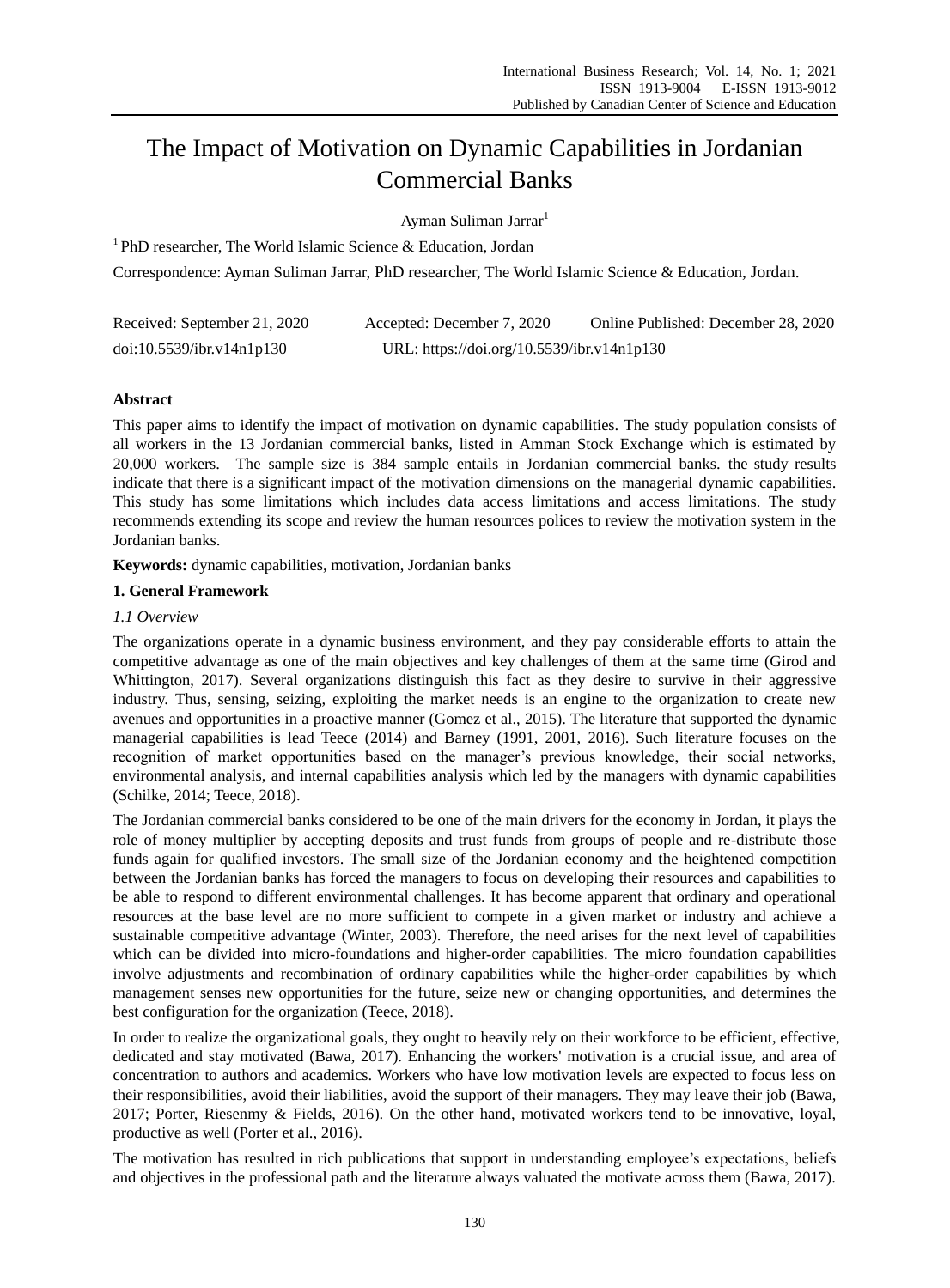# The Impact of Motivation on Dynamic Capabilities in Jordanian Commercial Banks

Ayman Suliman Jarrar[1]

[1] PhD researcher, The World Islamic Science & Education, Jordan

Correspondence: Ayman Suliman Jarrar, PhD researcher, The World Islamic Science & Education, Jordan.

Received: September 21, 2020 Accepted: December 7, 2020 Online Published: December 28, 2020

doi:10.5539/ibr.v14n1p130 URL: https://doi.org/10.5539/ibr.v14n1p130

## Abstract

This paper aims to identify the impact of motivation on dynamic capabilities. The study population consists of all workers in the 13 Jordanian commercial banks, listed in Amman Stock Exchange which is estimated by 20,000 workers. The sample size is 384 sample entails in Jordanian commercial banks. the study results indicate that there is a significant impact of the motivation dimensions on the managerial dynamic capabilities. This study has some limitations which includes data access limitations and access limitations. The study recommends extending its scope and review the human resources polices to review the motivation system in the Jordanian banks.

**Keywords:** dynamic capabilities, motivation, Jordanian banks

## 1. General Framework

### *1.1 Overview*

The organizations operate in a dynamic business environment, and they pay considerable efforts to attain the competitive advantage as one of the main objectives and key challenges of them at the same time (Girod and Whittington, 2017). Several organizations distinguish this fact as they desire to survive in their aggressive industry. Thus, sensing, seizing, exploiting the market needs is an engine to the organization to create new avenues and opportunities in a proactive manner (Gomez et al., 2015). The literature that supported the dynamic managerial capabilities is lead Teece (2014) and Barney (1991, 2001, 2016). Such literature focuses on the recognition of market opportunities based on the manager's previous knowledge, their social networks, environmental analysis, and internal capabilities analysis which led by the managers with dynamic capabilities (Schilke, 2014; Teece, 2018).

The Jordanian commercial banks considered to be one of the main drivers for the economy in Jordan, it plays the role of money multiplier by accepting deposits and trust funds from groups of people and re-distribute those funds again for qualified investors. The small size of the Jordanian economy and the heightened competition between the Jordanian banks has forced the managers to focus on developing their resources and capabilities to be able to respond to different environmental challenges. It has become apparent that ordinary and operational resources at the base level are no more sufficient to compete in a given market or industry and achieve a sustainable competitive advantage (Winter, 2003). Therefore, the need arises for the next level of capabilities which can be divided into micro-foundations and higher-order capabilities. The micro foundation capabilities involve adjustments and recombination of ordinary capabilities while the higher-order capabilities by which management senses new opportunities for the future, seize new or changing opportunities, and determines the best configuration for the organization (Teece, 2018).

In order to realize the organizational goals, they ought to heavily rely on their workforce to be efficient, effective, dedicated and stay motivated (Bawa, 2017). Enhancing the workers' motivation is a crucial issue, and area of concentration to authors and academics. Workers who have low motivation levels are expected to focus less on their responsibilities, avoid their liabilities, avoid the support of their managers. They may leave their job (Bawa, 2017; Porter, Riesenmy & Fields, 2016). On the other hand, motivated workers tend to be innovative, loyal, productive as well (Porter et al., 2016).

The motivation has resulted in rich publications that support in understanding employee's expectations, beliefs and objectives in the professional path and the literature always valuated the motivate across them (Bawa, 2017).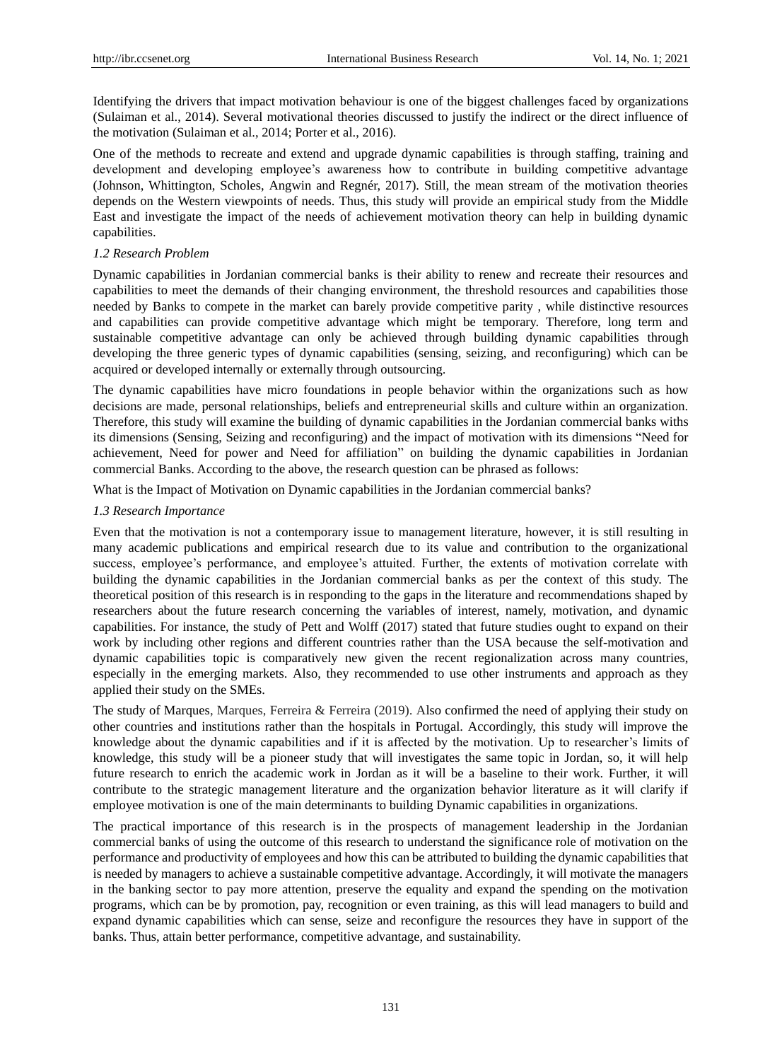Identifying the drivers that impact motivation behaviour is one of the biggest challenges faced by organizations (Sulaiman et al., 2014). Several motivational theories discussed to justify the indirect or the direct influence of the motivation (Sulaiman et al., 2014; Porter et al., 2016).

One of the methods to recreate and extend and upgrade dynamic capabilities is through staffing, training and development and developing employee's awareness how to contribute in building competitive advantage (Johnson, Whittington, Scholes, Angwin and Regnér, 2017). Still, the mean stream of the motivation theories depends on the Western viewpoints of needs. Thus, this study will provide an empirical study from the Middle East and investigate the impact of the needs of achievement motivation theory can help in building dynamic capabilities.

### *1.2 Research Problem*

Dynamic capabilities in Jordanian commercial banks is their ability to renew and recreate their resources and capabilities to meet the demands of their changing environment, the threshold resources and capabilities those needed by Banks to compete in the market can barely provide competitive parity , while distinctive resources and capabilities can provide competitive advantage which might be temporary. Therefore, long term and sustainable competitive advantage can only be achieved through building dynamic capabilities through developing the three generic types of dynamic capabilities (sensing, seizing, and reconfiguring) which can be acquired or developed internally or externally through outsourcing.

The dynamic capabilities have micro foundations in people behavior within the organizations such as how decisions are made, personal relationships, beliefs and entrepreneurial skills and culture within an organization. Therefore, this study will examine the building of dynamic capabilities in the Jordanian commercial banks withs its dimensions (Sensing, Seizing and reconfiguring) and the impact of motivation with its dimensions "Need for achievement, Need for power and Need for affiliation" on building the dynamic capabilities in Jordanian commercial Banks. According to the above, the research question can be phrased as follows:

What is the Impact of Motivation on Dynamic capabilities in the Jordanian commercial banks?

### *1.3 Research Importance*

Even that the motivation is not a contemporary issue to management literature, however, it is still resulting in many academic publications and empirical research due to its value and contribution to the organizational success, employee's performance, and employee's attuited. Further, the extents of motivation correlate with building the dynamic capabilities in the Jordanian commercial banks as per the context of this study. The theoretical position of this research is in responding to the gaps in the literature and recommendations shaped by researchers about the future research concerning the variables of interest, namely, motivation, and dynamic capabilities. For instance, the study of Pett and Wolff (2017) stated that future studies ought to expand on their work by including other regions and different countries rather than the USA because the self-motivation and dynamic capabilities topic is comparatively new given the recent regionalization across many countries, especially in the emerging markets. Also, they recommended to use other instruments and approach as they applied their study on the SMEs.

The study of Marques, Marques, Ferreira & Ferreira (2019). Also confirmed the need of applying their study on other countries and institutions rather than the hospitals in Portugal. Accordingly, this study will improve the knowledge about the dynamic capabilities and if it is affected by the motivation. Up to researcher's limits of knowledge, this study will be a pioneer study that will investigates the same topic in Jordan, so, it will help future research to enrich the academic work in Jordan as it will be a baseline to their work. Further, it will contribute to the strategic management literature and the organization behavior literature as it will clarify if employee motivation is one of the main determinants to building Dynamic capabilities in organizations.

The practical importance of this research is in the prospects of management leadership in the Jordanian commercial banks of using the outcome of this research to understand the significance role of motivation on the performance and productivity of employees and how this can be attributed to building the dynamic capabilities that is needed by managers to achieve a sustainable competitive advantage. Accordingly, it will motivate the managers in the banking sector to pay more attention, preserve the equality and expand the spending on the motivation programs, which can be by promotion, pay, recognition or even training, as this will lead managers to build and expand dynamic capabilities which can sense, seize and reconfigure the resources they have in support of the banks. Thus, attain better performance, competitive advantage, and sustainability.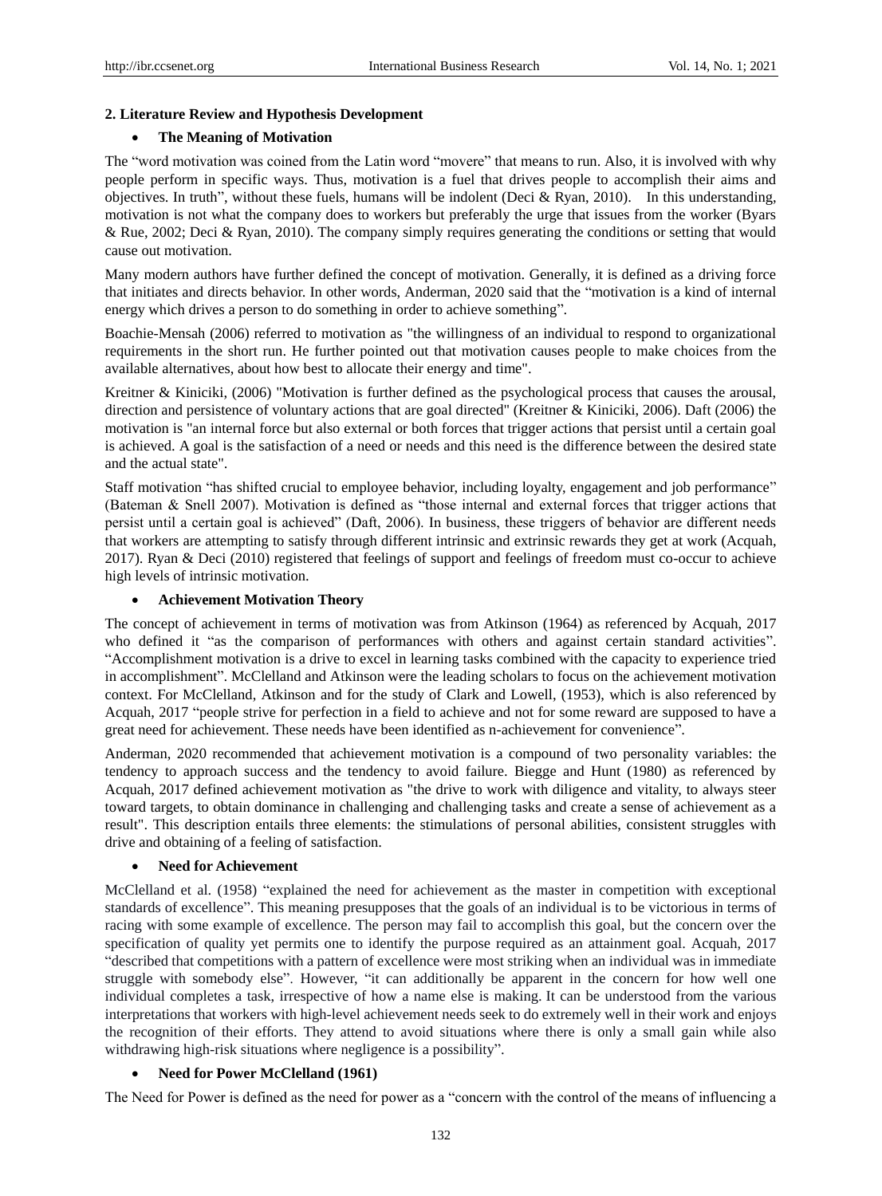## 2. Literature Review and Hypothesis Development

- **The Meaning of Motivation**

The "word motivation was coined from the Latin word "movere" that means to run. Also, it is involved with why people perform in specific ways. Thus, motivation is a fuel that drives people to accomplish their aims and objectives. In truth", without these fuels, humans will be indolent (Deci & Ryan, 2010). In this understanding, motivation is not what the company does to workers but preferably the urge that issues from the worker (Byars & Rue, 2002; Deci & Ryan, 2010). The company simply requires generating the conditions or setting that would cause out motivation.

Many modern authors have further defined the concept of motivation. Generally, it is defined as a driving force that initiates and directs behavior. In other words, Anderman, 2020 said that the "motivation is a kind of internal energy which drives a person to do something in order to achieve something".

Boachie-Mensah (2006) referred to motivation as "the willingness of an individual to respond to organizational requirements in the short run. He further pointed out that motivation causes people to make choices from the available alternatives, about how best to allocate their energy and time".

Kreitner & Kiniciki, (2006) "Motivation is further defined as the psychological process that causes the arousal, direction and persistence of voluntary actions that are goal directed" (Kreitner & Kiniciki, 2006). Daft (2006) the motivation is "an internal force but also external or both forces that trigger actions that persist until a certain goal is achieved. A goal is the satisfaction of a need or needs and this need is the difference between the desired state and the actual state".

Staff motivation "has shifted crucial to employee behavior, including loyalty, engagement and job performance" (Bateman & Snell 2007). Motivation is defined as "those internal and external forces that trigger actions that persist until a certain goal is achieved" (Daft, 2006). In business, these triggers of behavior are different needs that workers are attempting to satisfy through different intrinsic and extrinsic rewards they get at work (Acquah, 2017). Ryan & Deci (2010) registered that feelings of support and feelings of freedom must co-occur to achieve high levels of intrinsic motivation.

- **Achievement Motivation Theory**

The concept of achievement in terms of motivation was from Atkinson (1964) as referenced by Acquah, 2017 who defined it "as the comparison of performances with others and against certain standard activities". "Accomplishment motivation is a drive to excel in learning tasks combined with the capacity to experience tried in accomplishment". McClelland and Atkinson were the leading scholars to focus on the achievement motivation context. For McClelland, Atkinson and for the study of Clark and Lowell, (1953), which is also referenced by Acquah, 2017 "people strive for perfection in a field to achieve and not for some reward are supposed to have a great need for achievement. These needs have been identified as n-achievement for convenience".

Anderman, 2020 recommended that achievement motivation is a compound of two personality variables: the tendency to approach success and the tendency to avoid failure. Biegge and Hunt (1980) as referenced by Acquah, 2017 defined achievement motivation as "the drive to work with diligence and vitality, to always steer toward targets, to obtain dominance in challenging and challenging tasks and create a sense of achievement as a result". This description entails three elements: the stimulations of personal abilities, consistent struggles with drive and obtaining of a feeling of satisfaction.

- **Need for Achievement**

McClelland et al. (1958) "explained the need for achievement as the master in competition with exceptional standards of excellence". This meaning presupposes that the goals of an individual is to be victorious in terms of racing with some example of excellence. The person may fail to accomplish this goal, but the concern over the specification of quality yet permits one to identify the purpose required as an attainment goal. Acquah, 2017 "described that competitions with a pattern of excellence were most striking when an individual was in immediate struggle with somebody else". However, "it can additionally be apparent in the concern for how well one individual completes a task, irrespective of how a name else is making. It can be understood from the various interpretations that workers with high-level achievement needs seek to do extremely well in their work and enjoys the recognition of their efforts. They attend to avoid situations where there is only a small gain while also withdrawing high-risk situations where negligence is a possibility".

- **Need for Power McClelland (1961)**

The Need for Power is defined as the need for power as a "concern with the control of the means of influencing a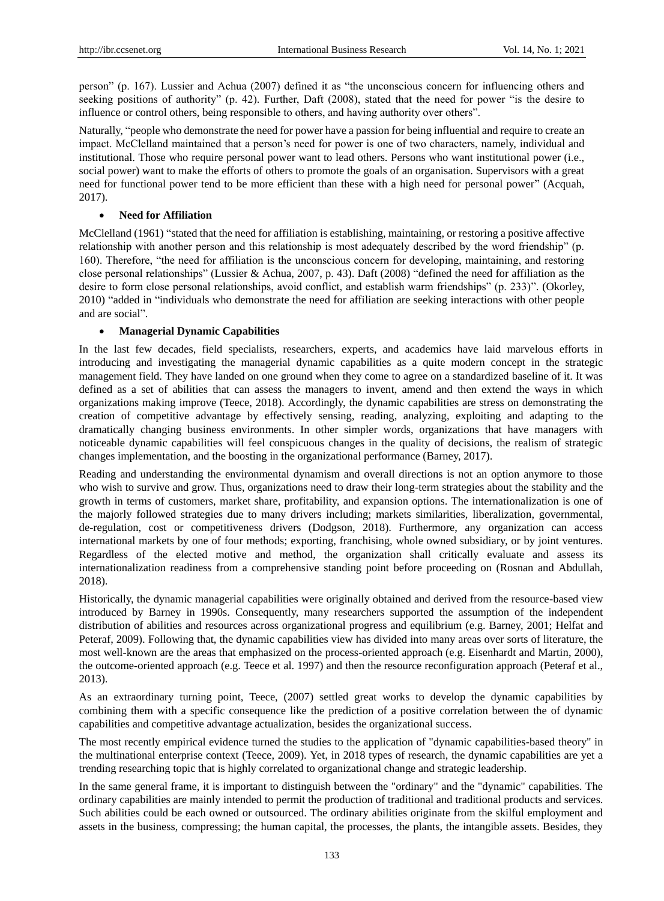person" (p. 167). Lussier and Achua (2007) defined it as "the unconscious concern for influencing others and seeking positions of authority" (p. 42). Further, Daft (2008), stated that the need for power "is the desire to influence or control others, being responsible to others, and having authority over others".

Naturally, "people who demonstrate the need for power have a passion for being influential and require to create an impact. McClelland maintained that a person's need for power is one of two characters, namely, individual and institutional. Those who require personal power want to lead others. Persons who want institutional power (i.e., social power) want to make the efforts of others to promote the goals of an organisation. Supervisors with a great need for functional power tend to be more efficient than these with a high need for personal power" (Acquah, 2017).

- **Need for Affiliation**

McClelland (1961) "stated that the need for affiliation is establishing, maintaining, or restoring a positive affective relationship with another person and this relationship is most adequately described by the word friendship" (p. 160). Therefore, "the need for affiliation is the unconscious concern for developing, maintaining, and restoring close personal relationships" (Lussier & Achua, 2007, p. 43). Daft (2008) "defined the need for affiliation as the desire to form close personal relationships, avoid conflict, and establish warm friendships" (p. 233)". (Okorley, 2010) "added in "individuals who demonstrate the need for affiliation are seeking interactions with other people and are social".

- **Managerial Dynamic Capabilities**

In the last few decades, field specialists, researchers, experts, and academics have laid marvelous efforts in introducing and investigating the managerial dynamic capabilities as a quite modern concept in the strategic management field. They have landed on one ground when they come to agree on a standardized baseline of it. It was defined as a set of abilities that can assess the managers to invent, amend and then extend the ways in which organizations making improve (Teece, 2018). Accordingly, the dynamic capabilities are stress on demonstrating the creation of competitive advantage by effectively sensing, reading, analyzing, exploiting and adapting to the dramatically changing business environments. In other simpler words, organizations that have managers with noticeable dynamic capabilities will feel conspicuous changes in the quality of decisions, the realism of strategic changes implementation, and the boosting in the organizational performance (Barney, 2017).

Reading and understanding the environmental dynamism and overall directions is not an option anymore to those who wish to survive and grow. Thus, organizations need to draw their long-term strategies about the stability and the growth in terms of customers, market share, profitability, and expansion options. The internationalization is one of the majorly followed strategies due to many drivers including; markets similarities, liberalization, governmental, de-regulation, cost or competitiveness drivers (Dodgson, 2018). Furthermore, any organization can access international markets by one of four methods; exporting, franchising, whole owned subsidiary, or by joint ventures. Regardless of the elected motive and method, the organization shall critically evaluate and assess its internationalization readiness from a comprehensive standing point before proceeding on (Rosnan and Abdullah, 2018).

Historically, the dynamic managerial capabilities were originally obtained and derived from the resource-based view introduced by Barney in 1990s. Consequently, many researchers supported the assumption of the independent distribution of abilities and resources across organizational progress and equilibrium (e.g. Barney, 2001; Helfat and Peteraf, 2009). Following that, the dynamic capabilities view has divided into many areas over sorts of literature, the most well-known are the areas that emphasized on the process-oriented approach (e.g. Eisenhardt and Martin, 2000), the outcome-oriented approach (e.g. Teece et al. 1997) and then the resource reconfiguration approach (Peteraf et al., 2013).

As an extraordinary turning point, Teece, (2007) settled great works to develop the dynamic capabilities by combining them with a specific consequence like the prediction of a positive correlation between the of dynamic capabilities and competitive advantage actualization, besides the organizational success.

The most recently empirical evidence turned the studies to the application of "dynamic capabilities-based theory" in the multinational enterprise context (Teece, 2009). Yet, in 2018 types of research, the dynamic capabilities are yet a trending researching topic that is highly correlated to organizational change and strategic leadership.

In the same general frame, it is important to distinguish between the "ordinary" and the "dynamic" capabilities. The ordinary capabilities are mainly intended to permit the production of traditional and traditional products and services. Such abilities could be each owned or outsourced. The ordinary abilities originate from the skilful employment and assets in the business, compressing; the human capital, the processes, the plants, the intangible assets. Besides, they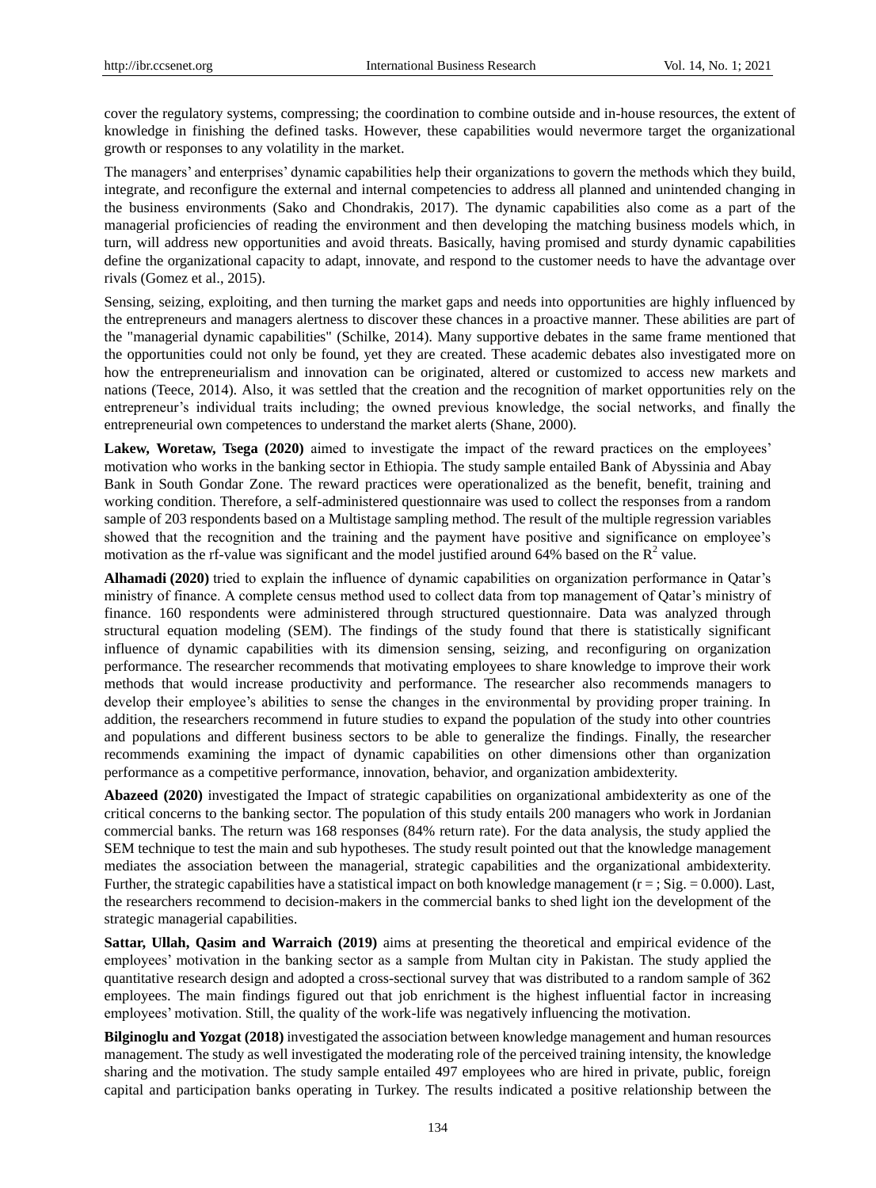cover the regulatory systems, compressing; the coordination to combine outside and in-house resources, the extent of knowledge in finishing the defined tasks. However, these capabilities would nevermore target the organizational growth or responses to any volatility in the market.

The managers' and enterprises' dynamic capabilities help their organizations to govern the methods which they build, integrate, and reconfigure the external and internal competencies to address all planned and unintended changing in the business environments (Sako and Chondrakis, 2017). The dynamic capabilities also come as a part of the managerial proficiencies of reading the environment and then developing the matching business models which, in turn, will address new opportunities and avoid threats. Basically, having promised and sturdy dynamic capabilities define the organizational capacity to adapt, innovate, and respond to the customer needs to have the advantage over rivals (Gomez et al., 2015).

Sensing, seizing, exploiting, and then turning the market gaps and needs into opportunities are highly influenced by the entrepreneurs and managers alertness to discover these chances in a proactive manner. These abilities are part of the "managerial dynamic capabilities" (Schilke, 2014). Many supportive debates in the same frame mentioned that the opportunities could not only be found, yet they are created. These academic debates also investigated more on how the entrepreneurialism and innovation can be originated, altered or customized to access new markets and nations (Teece, 2014). Also, it was settled that the creation and the recognition of market opportunities rely on the entrepreneur's individual traits including; the owned previous knowledge, the social networks, and finally the entrepreneurial own competences to understand the market alerts (Shane, 2000).

**Lakew, Woretaw, Tsega (2020)** aimed to investigate the impact of the reward practices on the employees' motivation who works in the banking sector in Ethiopia. The study sample entailed Bank of Abyssinia and Abay Bank in South Gondar Zone. The reward practices were operationalized as the benefit, benefit, training and working condition. Therefore, a self-administered questionnaire was used to collect the responses from a random sample of 203 respondents based on a Multistage sampling method. The result of the multiple regression variables showed that the recognition and the training and the payment have positive and significance on employee's motivation as the rf-value was significant and the model justified around 64% based on the $R^2$ value.

**Alhamadi (2020)** tried to explain the influence of dynamic capabilities on organization performance in Qatar's ministry of finance. A complete census method used to collect data from top management of Qatar's ministry of finance. 160 respondents were administered through structured questionnaire. Data was analyzed through structural equation modeling (SEM). The findings of the study found that there is statistically significant influence of dynamic capabilities with its dimension sensing, seizing, and reconfiguring on organization performance. The researcher recommends that motivating employees to share knowledge to improve their work methods that would increase productivity and performance. The researcher also recommends managers to develop their employee's abilities to sense the changes in the environmental by providing proper training. In addition, the researchers recommend in future studies to expand the population of the study into other countries and populations and different business sectors to be able to generalize the findings. Finally, the researcher recommends examining the impact of dynamic capabilities on other dimensions other than organization performance as a competitive performance, innovation, behavior, and organization ambidexterity.

**Abazeed (2020)** investigated the Impact of strategic capabilities on organizational ambidexterity as one of the critical concerns to the banking sector. The population of this study entails 200 managers who work in Jordanian commercial banks. The return was 168 responses (84% return rate). For the data analysis, the study applied the SEM technique to test the main and sub hypotheses. The study result pointed out that the knowledge management mediates the association between the managerial, strategic capabilities and the organizational ambidexterity. Further, the strategic capabilities have a statistical impact on both knowledge management (r = ; Sig. = 0.000). Last, the researchers recommend to decision-makers in the commercial banks to shed light ion the development of the strategic managerial capabilities.

**Sattar, Ullah, Qasim and Warraich (2019)** aims at presenting the theoretical and empirical evidence of the employees' motivation in the banking sector as a sample from Multan city in Pakistan. The study applied the quantitative research design and adopted a cross-sectional survey that was distributed to a random sample of 362 employees. The main findings figured out that job enrichment is the highest influential factor in increasing employees' motivation. Still, the quality of the work-life was negatively influencing the motivation.

**Bilginoglu and Yozgat (2018)** investigated the association between knowledge management and human resources management. The study as well investigated the moderating role of the perceived training intensity, the knowledge sharing and the motivation. The study sample entailed 497 employees who are hired in private, public, foreign capital and participation banks operating in Turkey. The results indicated a positive relationship between the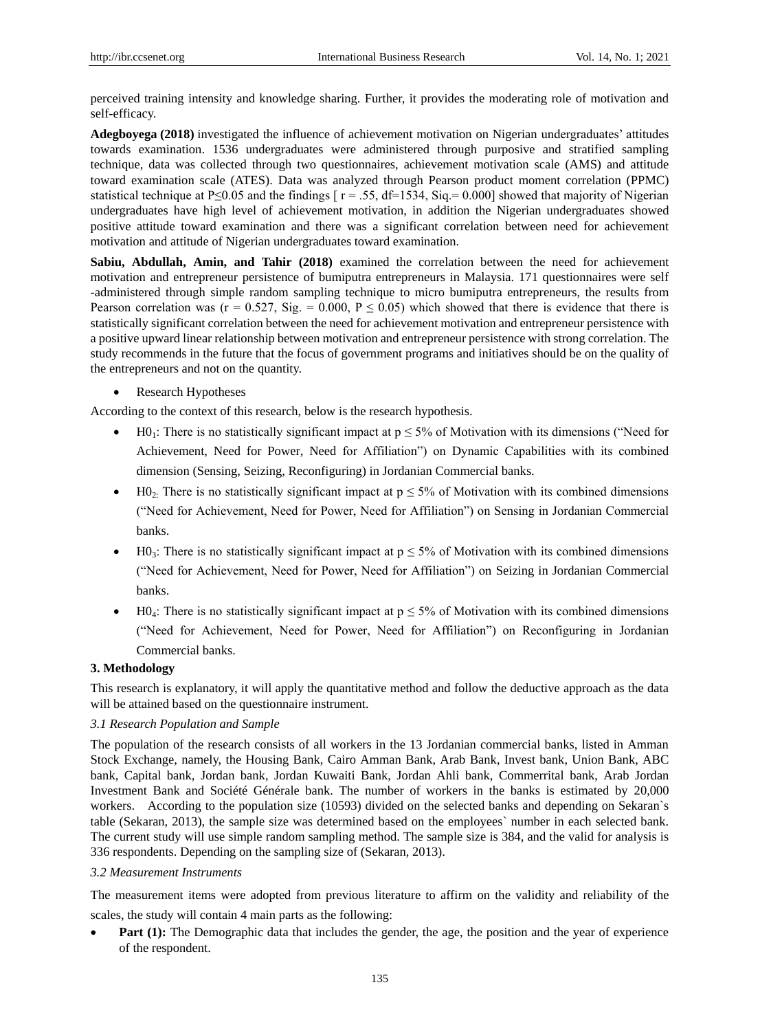perceived training intensity and knowledge sharing. Further, it provides the moderating role of motivation and self-efficacy.

**Adegboyega (2018)** investigated the influence of achievement motivation on Nigerian undergraduates' attitudes towards examination. 1536 undergraduates were administered through purposive and stratified sampling technique, data was collected through two questionnaires, achievement motivation scale (AMS) and attitude toward examination scale (ATES). Data was analyzed through Pearson product moment correlation (PPMC) statistical technique at $P \leq 0.05$ and the findings [ $r = .55$, df=1534, Siq.= 0.000] showed that majority of Nigerian undergraduates have high level of achievement motivation, in addition the Nigerian undergraduates showed positive attitude toward examination and there was a significant correlation between need for achievement motivation and attitude of Nigerian undergraduates toward examination.

**Sabiu, Abdullah, Amin, and Tahir (2018)** examined the correlation between the need for achievement motivation and entrepreneur persistence of bumiputra entrepreneurs in Malaysia. 171 questionnaires were self -administered through simple random sampling technique to micro bumiputra entrepreneurs, the results from Pearson correlation was ($r = 0.527$, Sig. = 0.000, $P \leq 0.05$) which showed that there is evidence that there is statistically significant correlation between the need for achievement motivation and entrepreneur persistence with a positive upward linear relationship between motivation and entrepreneur persistence with strong correlation. The study recommends in the future that the focus of government programs and initiatives should be on the quality of the entrepreneurs and not on the quantity.

- Research Hypotheses

According to the context of this research, below is the research hypothesis.

- $H0_1$: There is no statistically significant impact at $p \leq 5\%$ of Motivation with its dimensions ("Need for Achievement, Need for Power, Need for Affiliation") on Dynamic Capabilities with its combined dimension (Sensing, Seizing, Reconfiguring) in Jordanian Commercial banks.
- $H0_2$: There is no statistically significant impact at $p \leq 5\%$ of Motivation with its combined dimensions ("Need for Achievement, Need for Power, Need for Affiliation") on Sensing in Jordanian Commercial banks.
- $H0_3$: There is no statistically significant impact at $p \leq 5\%$ of Motivation with its combined dimensions ("Need for Achievement, Need for Power, Need for Affiliation") on Seizing in Jordanian Commercial banks.
- $H0_4$: There is no statistically significant impact at $p \leq 5\%$ of Motivation with its combined dimensions ("Need for Achievement, Need for Power, Need for Affiliation") on Reconfiguring in Jordanian Commercial banks.

## 3. Methodology

This research is explanatory, it will apply the quantitative method and follow the deductive approach as the data will be attained based on the questionnaire instrument.

### *3.1 Research Population and Sample*

The population of the research consists of all workers in the 13 Jordanian commercial banks, listed in Amman Stock Exchange, namely, the Housing Bank, Cairo Amman Bank, Arab Bank, Invest bank, Union Bank, ABC bank, Capital bank, Jordan bank, Jordan Kuwaiti Bank, Jordan Ahli bank, Commerrital bank, Arab Jordan Investment Bank and Société Générale bank. The number of workers in the banks is estimated by 20,000 workers. According to the population size (10593) divided on the selected banks and depending on Sekaran`s table (Sekaran, 2013), the sample size was determined based on the employees` number in each selected bank. The current study will use simple random sampling method. The sample size is 384, and the valid for analysis is 336 respondents. Depending on the sampling size of (Sekaran, 2013).

### *3.2 Measurement Instruments*

The measurement items were adopted from previous literature to affirm on the validity and reliability of the scales, the study will contain 4 main parts as the following:

- **Part (1):** The Demographic data that includes the gender, the age, the position and the year of experience of the respondent.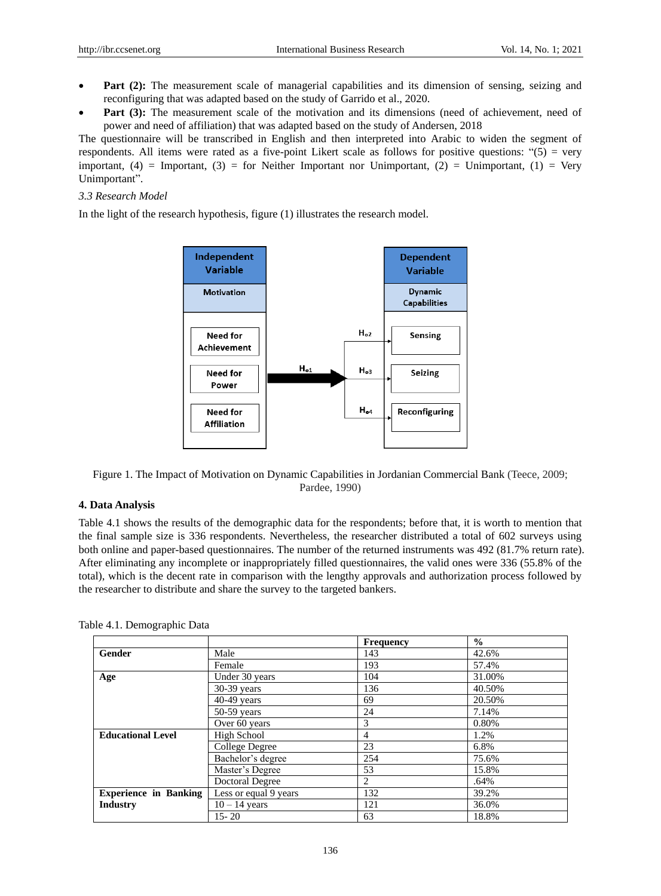- **Part (2):** The measurement scale of managerial capabilities and its dimension of sensing, seizing and reconfiguring that was adapted based on the study of Garrido et al., 2020.
- **Part (3):** The measurement scale of the motivation and its dimensions (need of achievement, need of power and need of affiliation) that was adapted based on the study of Andersen, 2018

The questionnaire will be transcribed in English and then interpreted into Arabic to widen the segment of respondents. All items were rated as a five-point Likert scale as follows for positive questions: "(5) = very important, (4) = Important, (3) = for Neither Important nor Unimportant, (2) = Unimportant, (1) = Very Unimportant".

*3.3 Research Model*

In the light of the research hypothesis, figure (1) illustrates the research model.

Figure 1. The Impact of Motivation on Dynamic Capabilities in Jordanian Commercial Bank (Teece, 2009; Pardee, 1990)

## 4. Data Analysis

Table 4.1 shows the results of the demographic data for the respondents; before that, it is worth to mention that the final sample size is 336 respondents. Nevertheless, the researcher distributed a total of 602 surveys using both online and paper-based questionnaires. The number of the returned instruments was 492 (81.7% return rate). After eliminating any incomplete or inappropriately filled questionnaires, the valid ones were 336 (55.8% of the total), which is the decent rate in comparison with the lengthy approvals and authorization process followed by the researcher to distribute and share the survey to the targeted bankers.

Table 4.1. Demographic Data

| | | Frequency | % |
|---|---|---|---|
| **Gender** | Male | 143 | 42.6% |
| | Female | 193 | 57.4% |
| **Age** | Under 30 years | 104 | 31.00% |
| | 30-39 years | 136 | 40.50% |
| | 40-49 years | 69 | 20.50% |
| | 50-59 years | 24 | 7.14% |
| | Over 60 years | 3 | 0.80% |
| **Educational Level** | High School | 4 | 1.2% |
| | College Degree | 23 | 6.8% |
| | Bachelor's degree | 254 | 75.6% |
| | Master's Degree | 53 | 15.8% |
| | Doctoral Degree | 2 | .64% |
| **Experience in Banking Industry** | Less or equal 9 years | 132 | 39.2% |
| | 10 – 14 years | 121 | 36.0% |
| | 15- 20 | 63 | 18.8% |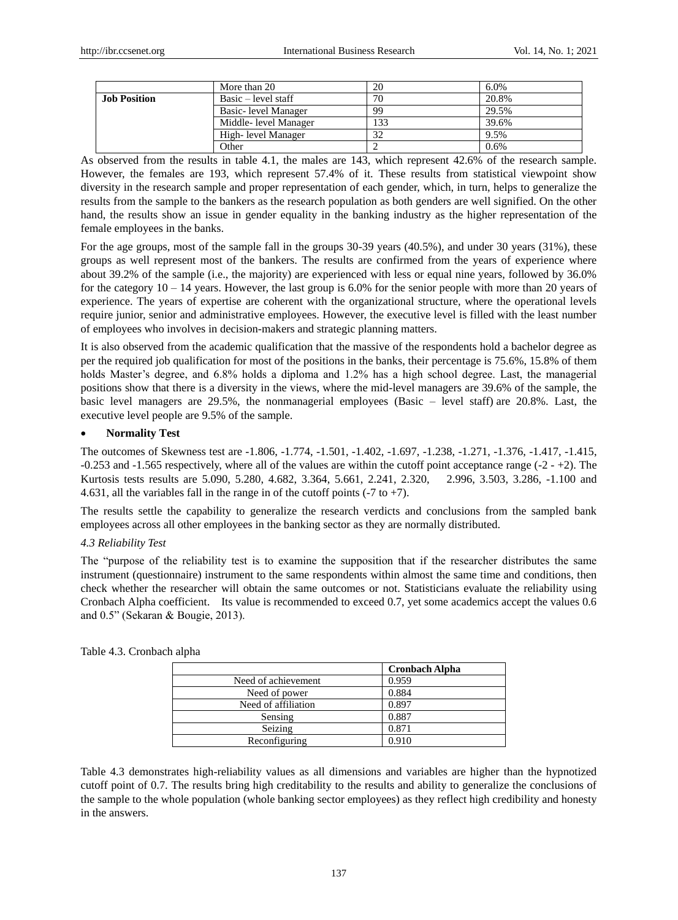| | More than 20 | 20 | 6.0% |
|---|---|---|---|
| **Job Position** | Basic – level staff | 70 | 20.8% |
| | Basic- level Manager | 99 | 29.5% |
| | Middle- level Manager | 133 | 39.6% |
| | High- level Manager | 32 | 9.5% |
| | Other | 2 | 0.6% |

As observed from the results in table 4.1, the males are 143, which represent 42.6% of the research sample. However, the females are 193, which represent 57.4% of it. These results from statistical viewpoint show diversity in the research sample and proper representation of each gender, which, in turn, helps to generalize the results from the sample to the bankers as the research population as both genders are well signified. On the other hand, the results show an issue in gender equality in the banking industry as the higher representation of the female employees in the banks.

For the age groups, most of the sample fall in the groups 30-39 years (40.5%), and under 30 years (31%), these groups as well represent most of the bankers. The results are confirmed from the years of experience where about 39.2% of the sample (i.e., the majority) are experienced with less or equal nine years, followed by 36.0% for the category 10 – 14 years. However, the last group is 6.0% for the senior people with more than 20 years of experience. The years of expertise are coherent with the organizational structure, where the operational levels require junior, senior and administrative employees. However, the executive level is filled with the least number of employees who involves in decision-makers and strategic planning matters.

It is also observed from the academic qualification that the massive of the respondents hold a bachelor degree as per the required job qualification for most of the positions in the banks, their percentage is 75.6%, 15.8% of them holds Master's degree, and 6.8% holds a diploma and 1.2% has a high school degree. Last, the managerial positions show that there is a diversity in the views, where the mid-level managers are 39.6% of the sample, the basic level managers are 29.5%, the nonmanagerial employees (Basic – level staff) are 20.8%. Last, the executive level people are 9.5% of the sample.

- **Normality Test**

The outcomes of Skewness test are -1.806, -1.774, -1.501, -1.402, -1.697, -1.238, -1.271, -1.376, -1.417, -1.415, -0.253 and -1.565 respectively, where all of the values are within the cutoff point acceptance range (-2 - +2). The Kurtosis tests results are 5.090, 5.280, 4.682, 3.364, 5.661, 2.241, 2.320, 2.996, 3.503, 3.286, -1.100 and 4.631, all the variables fall in the range in of the cutoff points (-7 to +7).

The results settle the capability to generalize the research verdicts and conclusions from the sampled bank employees across all other employees in the banking sector as they are normally distributed.

*4.3 Reliability Test*

The "purpose of the reliability test is to examine the supposition that if the researcher distributes the same instrument (questionnaire) instrument to the same respondents within almost the same time and conditions, then check whether the researcher will obtain the same outcomes or not. Statisticians evaluate the reliability using Cronbach Alpha coefficient. Its value is recommended to exceed 0.7, yet some academics accept the values 0.6 and 0.5" (Sekaran & Bougie, 2013).

Table 4.3. Cronbach alpha

| | **Cronbach Alpha** |
|---|---|
| Need of achievement | 0.959 |
| Need of power | 0.884 |
| Need of affiliation | 0.897 |
| Sensing | 0.887 |
| Seizing | 0.871 |
| Reconfiguring | 0.910 |

Table 4.3 demonstrates high-reliability values as all dimensions and variables are higher than the hypnotized cutoff point of 0.7. The results bring high creditability to the results and ability to generalize the conclusions of the sample to the whole population (whole banking sector employees) as they reflect high credibility and honesty in the answers.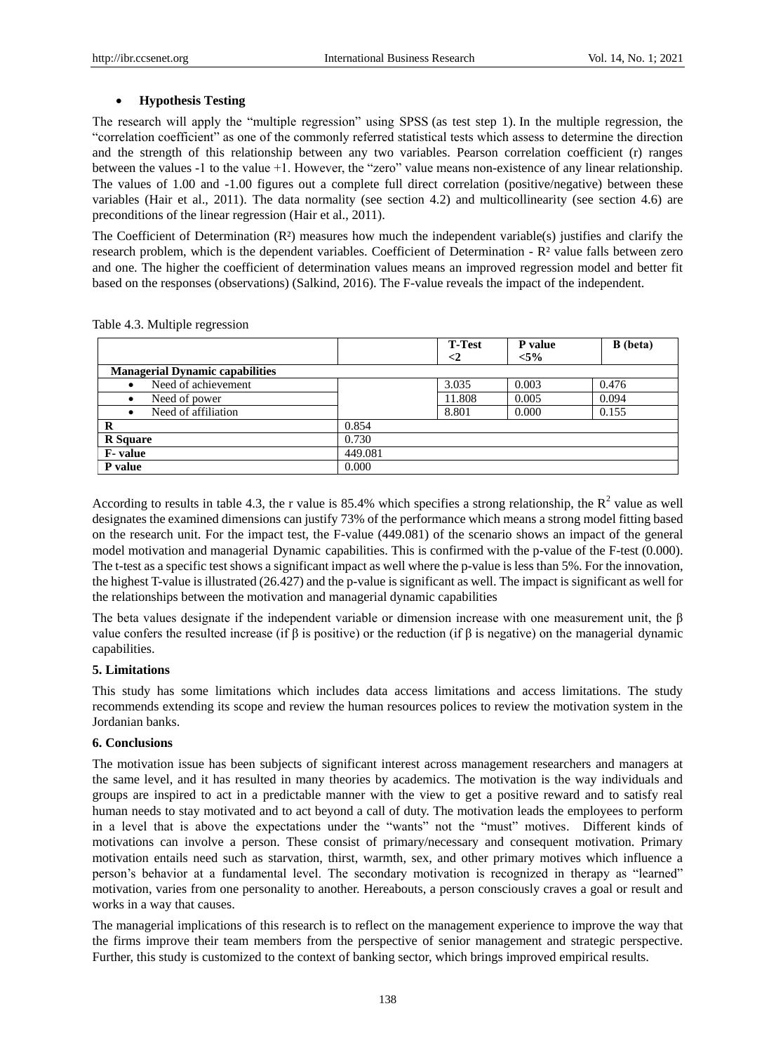- **Hypothesis Testing**

The research will apply the "multiple regression" using SPSS (as test step 1). In the multiple regression, the "correlation coefficient" as one of the commonly referred statistical tests which assess to determine the direction and the strength of this relationship between any two variables. Pearson correlation coefficient (r) ranges between the values -1 to the value +1. However, the "zero" value means non-existence of any linear relationship. The values of 1.00 and -1.00 figures out a complete full direct correlation (positive/negative) between these variables (Hair et al., 2011). The data normality (see section 4.2) and multicollinearity (see section 4.6) are preconditions of the linear regression (Hair et al., 2011).

The Coefficient of Determination ($R^2$) measures how much the independent variable(s) justifies and clarify the research problem, which is the dependent variables. Coefficient of Determination - $R^2$ value falls between zero and one. The higher the coefficient of determination values means an improved regression model and better fit based on the responses (observations) (Salkind, 2016). The F-value reveals the impact of the independent.

Table 4.3. Multiple regression

| | | T-Test <2 | P value <5% | B (beta) |
|---|---|---|---|---|
| **Managerial Dynamic capabilities** | | | | |
| • Need of achievement | | 3.035 | 0.003 | 0.476 |
| • Need of power | | 11.808 | 0.005 | 0.094 |
| • Need of affiliation | | 8.801 | 0.000 | 0.155 |
| **R** | 0.854 | | | |
| **R Square** | 0.730 | | | |
| **F- value** | 449.081 | | | |
| **P value** | 0.000 | | | |

According to results in table 4.3, the r value is 85.4% which specifies a strong relationship, the $R^2$ value as well designates the examined dimensions can justify 73% of the performance which means a strong model fitting based on the research unit. For the impact test, the F-value (449.081) of the scenario shows an impact of the general model motivation and managerial Dynamic capabilities. This is confirmed with the p-value of the F-test (0.000). The t-test as a specific test shows a significant impact as well where the p-value is less than 5%. For the innovation, the highest T-value is illustrated (26.427) and the p-value is significant as well. The impact is significant as well for the relationships between the motivation and managerial dynamic capabilities

The beta values designate if the independent variable or dimension increase with one measurement unit, the β value confers the resulted increase (if β is positive) or the reduction (if β is negative) on the managerial dynamic capabilities.

## 5. Limitations

This study has some limitations which includes data access limitations and access limitations. The study recommends extending its scope and review the human resources polices to review the motivation system in the Jordanian banks.

## 6. Conclusions

The motivation issue has been subjects of significant interest across management researchers and managers at the same level, and it has resulted in many theories by academics. The motivation is the way individuals and groups are inspired to act in a predictable manner with the view to get a positive reward and to satisfy real human needs to stay motivated and to act beyond a call of duty. The motivation leads the employees to perform in a level that is above the expectations under the "wants" not the "must" motives. Different kinds of motivations can involve a person. These consist of primary/necessary and consequent motivation. Primary motivation entails need such as starvation, thirst, warmth, sex, and other primary motives which influence a person's behavior at a fundamental level. The secondary motivation is recognized in therapy as "learned" motivation, varies from one personality to another. Hereabouts, a person consciously craves a goal or result and works in a way that causes.

The managerial implications of this research is to reflect on the management experience to improve the way that the firms improve their team members from the perspective of senior management and strategic perspective. Further, this study is customized to the context of banking sector, which brings improved empirical results.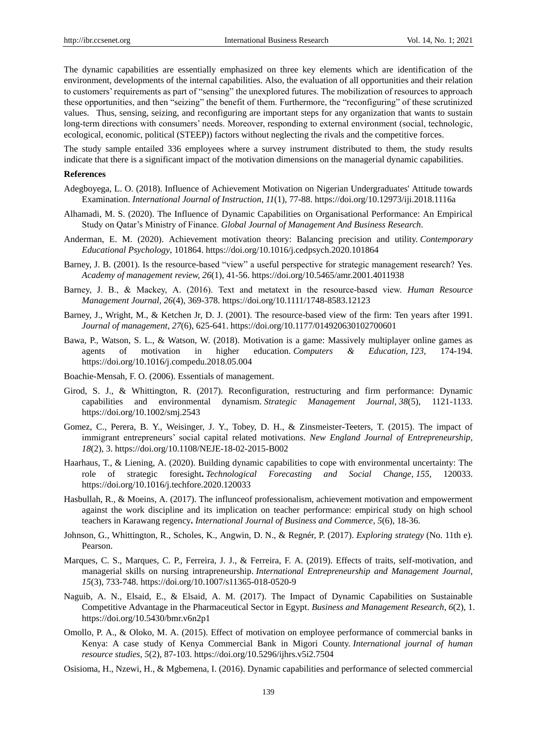The dynamic capabilities are essentially emphasized on three key elements which are identification of the environment, developments of the internal capabilities. Also, the evaluation of all opportunities and their relation to customers' requirements as part of "sensing" the unexplored futures. The mobilization of resources to approach these opportunities, and then "seizing" the benefit of them. Furthermore, the "reconfiguring" of these scrutinized values. Thus, sensing, seizing, and reconfiguring are important steps for any organization that wants to sustain long-term directions with consumers' needs. Moreover, responding to external environment (social, technologic, ecological, economic, political (STEEP)) factors without neglecting the rivals and the competitive forces.

The study sample entailed 336 employees where a survey instrument distributed to them, the study results indicate that there is a significant impact of the motivation dimensions on the managerial dynamic capabilities.

## References

Adegboyega, L. O. (2018). Influence of Achievement Motivation on Nigerian Undergraduates' Attitude towards Examination. *International Journal of Instruction*, *11*(1), 77-88. https://doi.org/10.12973/iji.2018.1116a

Alhamadi, M. S. (2020). The Influence of Dynamic Capabilities on Organisational Performance: An Empirical Study on Qatar's Ministry of Finance. *Global Journal of Management And Business Research*.

Anderman, E. M. (2020). Achievement motivation theory: Balancing precision and utility. *Contemporary Educational Psychology*, 101864. https://doi.org/10.1016/j.cedpsych.2020.101864

Barney, J. B. (2001). Is the resource-based "view" a useful perspective for strategic management research? Yes. *Academy of management review, 26*(1), 41-56. https://doi.org/10.5465/amr.2001.4011938

Barney, J. B., & Mackey, A. (2016). Text and metatext in the resource-based view. *Human Resource Management Journal*, *26*(4), 369-378. https://doi.org/10.1111/1748-8583.12123

Barney, J., Wright, M., & Ketchen Jr, D. J. (2001). The resource-based view of the firm: Ten years after 1991. *Journal of management*, *27*(6), 625-641. https://doi.org/10.1177/014920630102700601

Bawa, P., Watson, S. L., & Watson, W. (2018). Motivation is a game: Massively multiplayer online games as agents of motivation in higher education. *Computers & Education*, *123*, 174-194. https://doi.org/10.1016/j.compedu.2018.05.004

Boachie-Mensah, F. O. (2006). Essentials of management.

Girod, S. J., & Whittington, R. (2017). Reconfiguration, restructuring and firm performance: Dynamic capabilities and environmental dynamism. *Strategic Management Journal*, *38*(5), 1121-1133. https://doi.org/10.1002/smj.2543

Gomez, C., Perera, B. Y., Weisinger, J. Y., Tobey, D. H., & Zinsmeister-Teeters, T. (2015). The impact of immigrant entrepreneurs' social capital related motivations. *New England Journal of Entrepreneurship*, *18*(2), 3. https://doi.org/10.1108/NEJE-18-02-2015-B002

Haarhaus, T., & Liening, A. (2020). Building dynamic capabilities to cope with environmental uncertainty: The role of strategic foresight. *Technological Forecasting and Social Change*, *155*, 120033. https://doi.org/10.1016/j.techfore.2020.120033

Hasbullah, R., & Moeins, A. (2017). The influnceof professionalism, achievement motivation and empowerment against the work discipline and its implication on teacher performance: empirical study on high school teachers in Karawang regency. *International Journal of Business and Commerce*, *5*(6), 18-36.

Johnson, G., Whittington, R., Scholes, K., Angwin, D. N., & Regnér, P. (2017). *Exploring strategy* (No. 11th e). Pearson.

Marques, C. S., Marques, C. P., Ferreira, J. J., & Ferreira, F. A. (2019). Effects of traits, self-motivation, and managerial skills on nursing intrapreneurship. *International Entrepreneurship and Management Journal*, *15*(3), 733-748. https://doi.org/10.1007/s11365-018-0520-9

Naguib, A. N., Elsaid, E., & Elsaid, A. M. (2017). The Impact of Dynamic Capabilities on Sustainable Competitive Advantage in the Pharmaceutical Sector in Egypt. *Business and Management Research*, *6*(2), 1. https://doi.org/10.5430/bmr.v6n2p1

Omollo, P. A., & Oloko, M. A. (2015). Effect of motivation on employee performance of commercial banks in Kenya: A case study of Kenya Commercial Bank in Migori County. *International journal of human resource studies*, *5*(2), 87-103. https://doi.org/10.5296/ijhrs.v5i2.7504

Osisioma, H., Nzewi, H., & Mgbemena, I. (2016). Dynamic capabilities and performance of selected commercial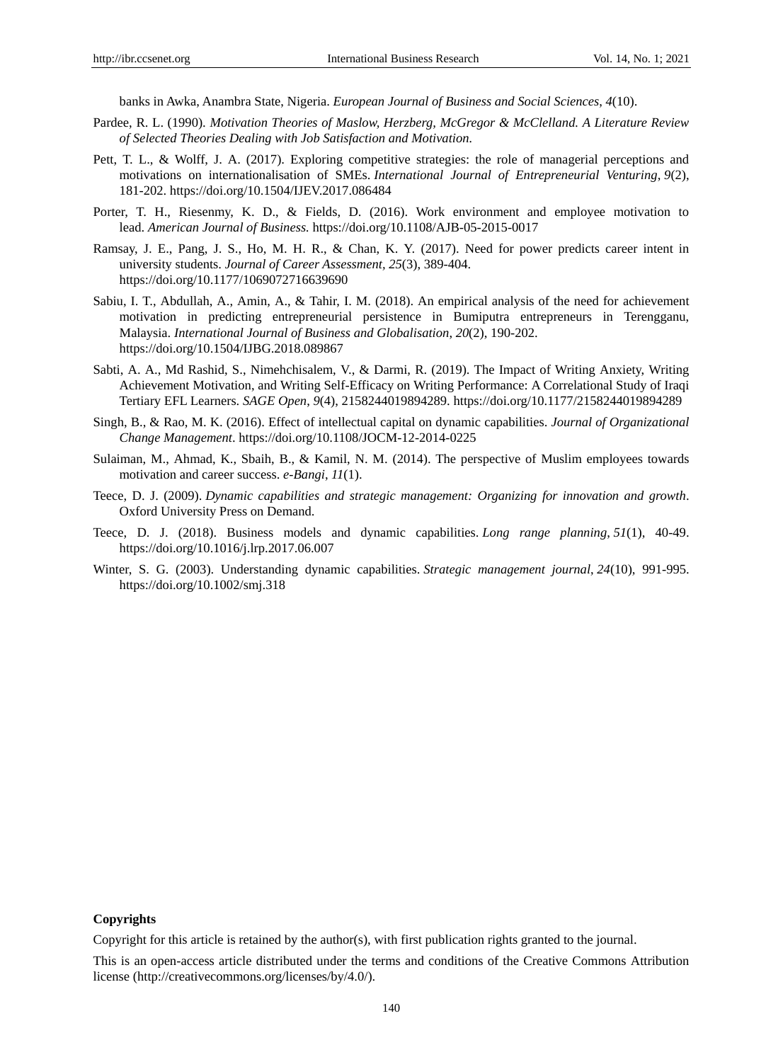banks in Awka, Anambra State, Nigeria. *European Journal of Business and Social Sciences*, *4*(10).

Pardee, R. L. (1990). *Motivation Theories of Maslow, Herzberg, McGregor & McClelland. A Literature Review of Selected Theories Dealing with Job Satisfaction and Motivation.*

Pett, T. L., & Wolff, J. A. (2017). Exploring competitive strategies: the role of managerial perceptions and motivations on internationalisation of SMEs. *International Journal of Entrepreneurial Venturing*, *9*(2), 181-202. https://doi.org/10.1504/IJEV.2017.086484

Porter, T. H., Riesenmy, K. D., & Fields, D. (2016). Work environment and employee motivation to lead. *American Journal of Business.* https://doi.org/10.1108/AJB-05-2015-0017

Ramsay, J. E., Pang, J. S., Ho, M. H. R., & Chan, K. Y. (2017). Need for power predicts career intent in university students. *Journal of Career Assessment*, *25*(3), 389-404. https://doi.org/10.1177/1069072716639690

Sabiu, I. T., Abdullah, A., Amin, A., & Tahir, I. M. (2018). An empirical analysis of the need for achievement motivation in predicting entrepreneurial persistence in Bumiputra entrepreneurs in Terengganu, Malaysia. *International Journal of Business and Globalisation*, *20*(2), 190-202. https://doi.org/10.1504/IJBG.2018.089867

Sabti, A. A., Md Rashid, S., Nimehchisalem, V., & Darmi, R. (2019). The Impact of Writing Anxiety, Writing Achievement Motivation, and Writing Self-Efficacy on Writing Performance: A Correlational Study of Iraqi Tertiary EFL Learners. *SAGE Open*, *9*(4), 2158244019894289. https://doi.org/10.1177/2158244019894289

Singh, B., & Rao, M. K. (2016). Effect of intellectual capital on dynamic capabilities. *Journal of Organizational Change Management*. https://doi.org/10.1108/JOCM-12-2014-0225

Sulaiman, M., Ahmad, K., Sbaih, B., & Kamil, N. M. (2014). The perspective of Muslim employees towards motivation and career success. *e-Bangi*, *11*(1).

Teece, D. J. (2009). *Dynamic capabilities and strategic management: Organizing for innovation and growth*. Oxford University Press on Demand.

Teece, D. J. (2018). Business models and dynamic capabilities. *Long range planning*, *51*(1), 40-49. https://doi.org/10.1016/j.lrp.2017.06.007

Winter, S. G. (2003). Understanding dynamic capabilities. *Strategic management journal*, *24*(10), 991-995. https://doi.org/10.1002/smj.318

**Copyrights**

Copyright for this article is retained by the author(s), with first publication rights granted to the journal.

This is an open-access article distributed under the terms and conditions of the Creative Commons Attribution license (http://creativecommons.org/licenses/by/4.0/).